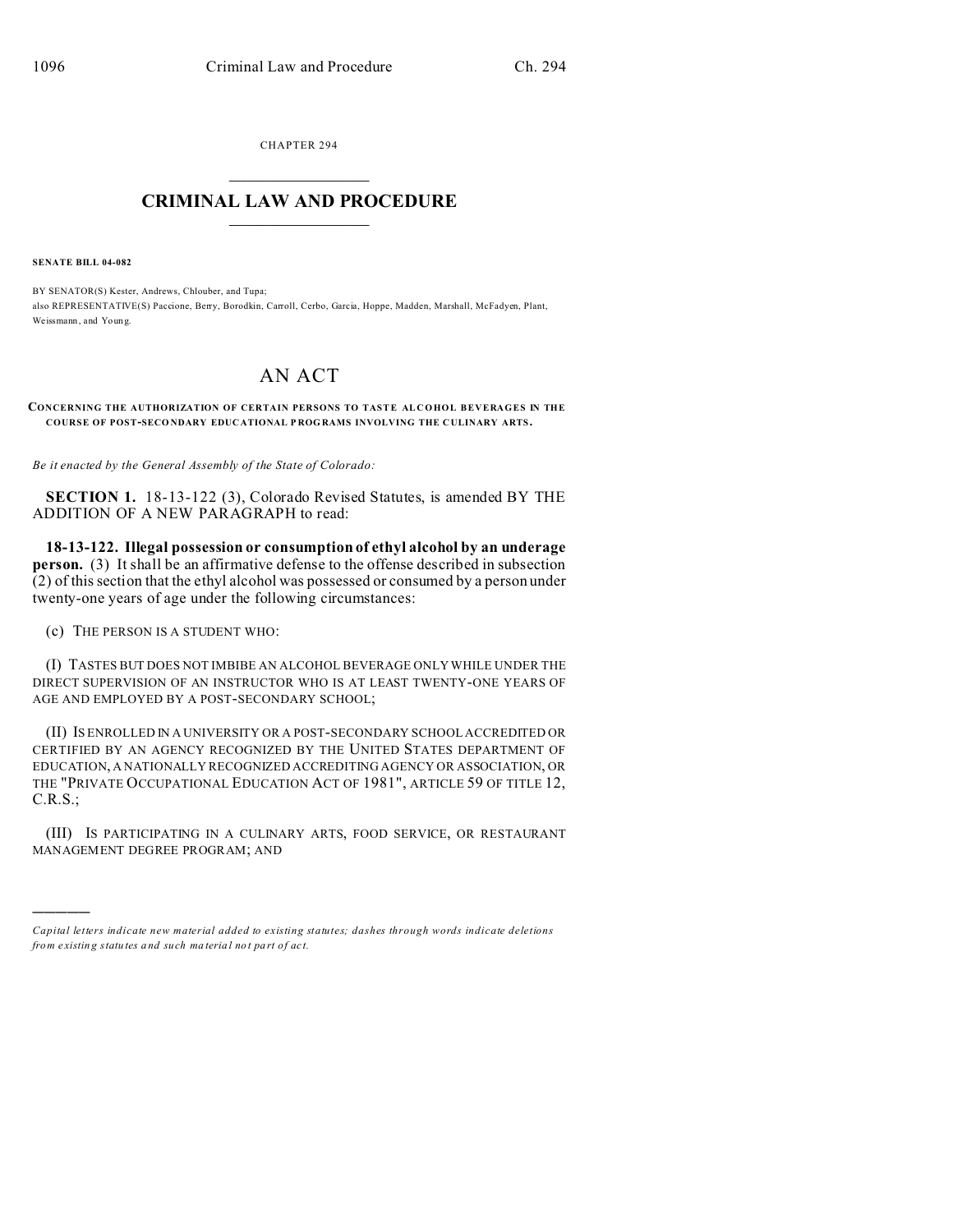CHAPTER 294

# CRIMINAL LAW AND PROCEDURE

**SENATE BILL 04-082**

BY SENATOR(S) Kester, Andrews, Chlouber, and Tupa;
also REPRESENTATIVE(S) Paccione, Berry, Borodkin, Carroll, Cerbo, Garcia, Hoppe, Madden, Marshall, McFadyen, Plant, Weissmann, and Young.

# AN ACT

**CONCERNING THE AUTHORIZATION OF CERTAIN PERSONS TO TASTE ALCOHOL BEVERAGES IN THE COURSE OF POST-SECONDARY EDUCATIONAL PROGRAMS INVOLVING THE CULINARY ARTS.**

*Be it enacted by the General Assembly of the State of Colorado:*

**SECTION 1.** 18-13-122 (3), Colorado Revised Statutes, is amended BY THE ADDITION OF A NEW PARAGRAPH to read:

**18-13-122. Illegal possession or consumption of ethyl alcohol by an underage person.** (3) It shall be an affirmative defense to the offense described in subsection (2) of this section that the ethyl alcohol was possessed or consumed by a person under twenty-one years of age under the following circumstances:

(c) THE PERSON IS A STUDENT WHO:

(I) TASTES BUT DOES NOT IMBIBE AN ALCOHOL BEVERAGE ONLY WHILE UNDER THE DIRECT SUPERVISION OF AN INSTRUCTOR WHO IS AT LEAST TWENTY-ONE YEARS OF AGE AND EMPLOYED BY A POST-SECONDARY SCHOOL;

(II) IS ENROLLED IN A UNIVERSITY OR A POST-SECONDARY SCHOOL ACCREDITED OR CERTIFIED BY AN AGENCY RECOGNIZED BY THE UNITED STATES DEPARTMENT OF EDUCATION, A NATIONALLY RECOGNIZED ACCREDITING AGENCY OR ASSOCIATION, OR THE "PRIVATE OCCUPATIONAL EDUCATION ACT OF 1981", ARTICLE 59 OF TITLE 12, C.R.S.;

(III) IS PARTICIPATING IN A CULINARY ARTS, FOOD SERVICE, OR RESTAURANT MANAGEMENT DEGREE PROGRAM; AND

---

*Capital letters indicate new material added to existing statutes; dashes through words indicate deletions from existing statutes and such material not part of act.*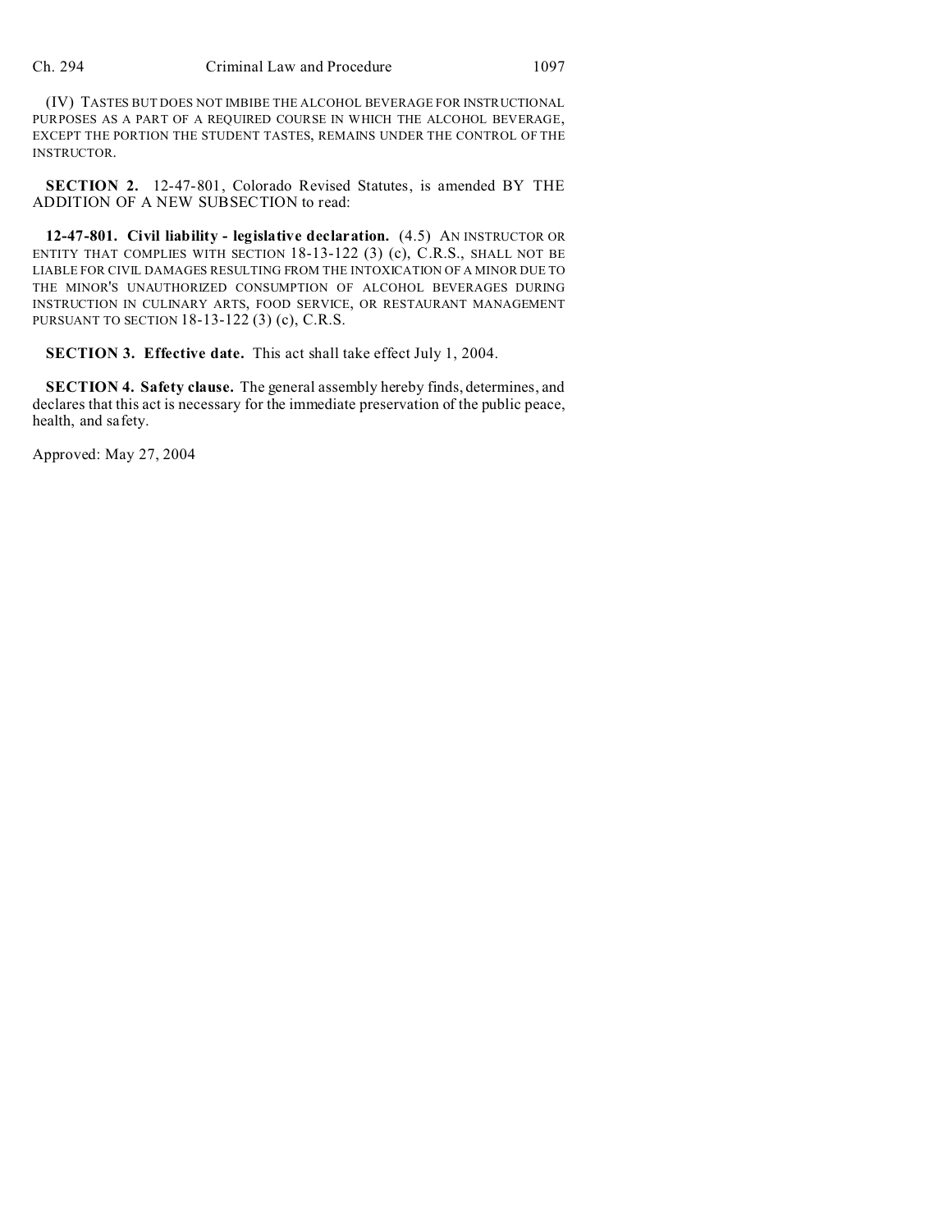(IV) TASTES BUT DOES NOT IMBIBE THE ALCOHOL BEVERAGE FOR INSTRUCTIONAL PURPOSES AS A PART OF A REQUIRED COURSE IN WHICH THE ALCOHOL BEVERAGE, EXCEPT THE PORTION THE STUDENT TASTES, REMAINS UNDER THE CONTROL OF THE INSTRUCTOR.

**SECTION 2.** 12-47-801, Colorado Revised Statutes, is amended BY THE ADDITION OF A NEW SUBSECTION to read:

**12-47-801. Civil liability - legislative declaration.** (4.5) AN INSTRUCTOR OR ENTITY THAT COMPLIES WITH SECTION 18-13-122 (3) (c), C.R.S., SHALL NOT BE LIABLE FOR CIVIL DAMAGES RESULTING FROM THE INTOXICATION OF A MINOR DUE TO THE MINOR'S UNAUTHORIZED CONSUMPTION OF ALCOHOL BEVERAGES DURING INSTRUCTION IN CULINARY ARTS, FOOD SERVICE, OR RESTAURANT MANAGEMENT PURSUANT TO SECTION 18-13-122 (3) (c), C.R.S.

**SECTION 3. Effective date.** This act shall take effect July 1, 2004.

**SECTION 4. Safety clause.** The general assembly hereby finds, determines, and declares that this act is necessary for the immediate preservation of the public peace, health, and safety.

Approved: May 27, 2004